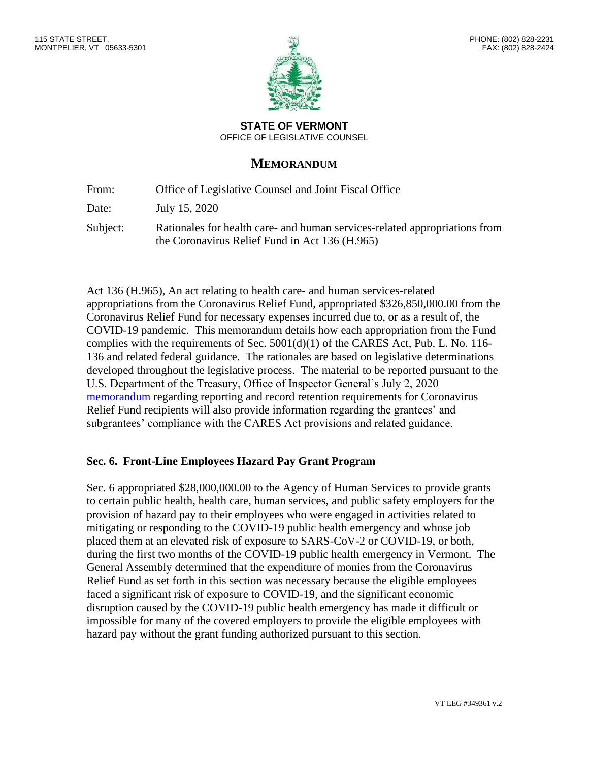115 STATE STREET,
MONTPELIER, VT 05633-5301

PHONE: (802) 828-2231
FAX: (802) 828-2424

**STATE OF VERMONT**
OFFICE OF LEGISLATIVE COUNSEL

# MEMORANDUM

| | |
|---|---|
| From: | Office of Legislative Counsel and Joint Fiscal Office |
| Date: | July 15, 2020 |
| Subject: | Rationales for health care- and human services-related appropriations from the Coronavirus Relief Fund in Act 136 (H.965) |

Act 136 (H.965), An act relating to health care- and human services-related appropriations from the Coronavirus Relief Fund, appropriated $326,850,000.00 from the Coronavirus Relief Fund for necessary expenses incurred due to, or as a result of, the COVID-19 pandemic. This memorandum details how each appropriation from the Fund complies with the requirements of Sec. 5001(d)(1) of the CARES Act, Pub. L. No. 116-136 and related federal guidance. The rationales are based on legislative determinations developed throughout the legislative process. The material to be reported pursuant to the U.S. Department of the Treasury, Office of Inspector General's July 2, 2020 memorandum regarding reporting and record retention requirements for Coronavirus Relief Fund recipients will also provide information regarding the grantees' and subgrantees' compliance with the CARES Act provisions and related guidance.

## Sec. 6. Front-Line Employees Hazard Pay Grant Program

Sec. 6 appropriated $28,000,000.00 to the Agency of Human Services to provide grants to certain public health, health care, human services, and public safety employers for the provision of hazard pay to their employees who were engaged in activities related to mitigating or responding to the COVID-19 public health emergency and whose job placed them at an elevated risk of exposure to SARS-CoV-2 or COVID-19, or both, during the first two months of the COVID-19 public health emergency in Vermont. The General Assembly determined that the expenditure of monies from the Coronavirus Relief Fund as set forth in this section was necessary because the eligible employees faced a significant risk of exposure to COVID-19, and the significant economic disruption caused by the COVID-19 public health emergency has made it difficult or impossible for many of the covered employers to provide the eligible employees with hazard pay without the grant funding authorized pursuant to this section.

VT LEG #349361 v.2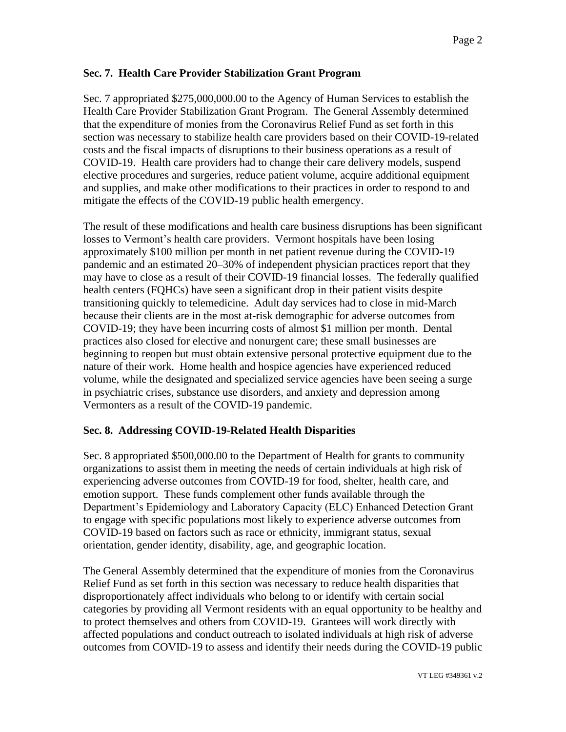### Sec. 7. Health Care Provider Stabilization Grant Program

Sec. 7 appropriated $275,000,000.00 to the Agency of Human Services to establish the Health Care Provider Stabilization Grant Program. The General Assembly determined that the expenditure of monies from the Coronavirus Relief Fund as set forth in this section was necessary to stabilize health care providers based on their COVID-19-related costs and the fiscal impacts of disruptions to their business operations as a result of COVID-19. Health care providers had to change their care delivery models, suspend elective procedures and surgeries, reduce patient volume, acquire additional equipment and supplies, and make other modifications to their practices in order to respond to and mitigate the effects of the COVID-19 public health emergency.

The result of these modifications and health care business disruptions has been significant losses to Vermont's health care providers. Vermont hospitals have been losing approximately $100 million per month in net patient revenue during the COVID-19 pandemic and an estimated 20–30% of independent physician practices report that they may have to close as a result of their COVID-19 financial losses. The federally qualified health centers (FQHCs) have seen a significant drop in their patient visits despite transitioning quickly to telemedicine. Adult day services had to close in mid-March because their clients are in the most at-risk demographic for adverse outcomes from COVID-19; they have been incurring costs of almost $1 million per month. Dental practices also closed for elective and nonurgent care; these small businesses are beginning to reopen but must obtain extensive personal protective equipment due to the nature of their work. Home health and hospice agencies have experienced reduced volume, while the designated and specialized service agencies have been seeing a surge in psychiatric crises, substance use disorders, and anxiety and depression among Vermonters as a result of the COVID-19 pandemic.

### Sec. 8. Addressing COVID-19-Related Health Disparities

Sec. 8 appropriated $500,000.00 to the Department of Health for grants to community organizations to assist them in meeting the needs of certain individuals at high risk of experiencing adverse outcomes from COVID-19 for food, shelter, health care, and emotion support. These funds complement other funds available through the Department's Epidemiology and Laboratory Capacity (ELC) Enhanced Detection Grant to engage with specific populations most likely to experience adverse outcomes from COVID-19 based on factors such as race or ethnicity, immigrant status, sexual orientation, gender identity, disability, age, and geographic location.

The General Assembly determined that the expenditure of monies from the Coronavirus Relief Fund as set forth in this section was necessary to reduce health disparities that disproportionately affect individuals who belong to or identify with certain social categories by providing all Vermont residents with an equal opportunity to be healthy and to protect themselves and others from COVID-19. Grantees will work directly with affected populations and conduct outreach to isolated individuals at high risk of adverse outcomes from COVID-19 to assess and identify their needs during the COVID-19 public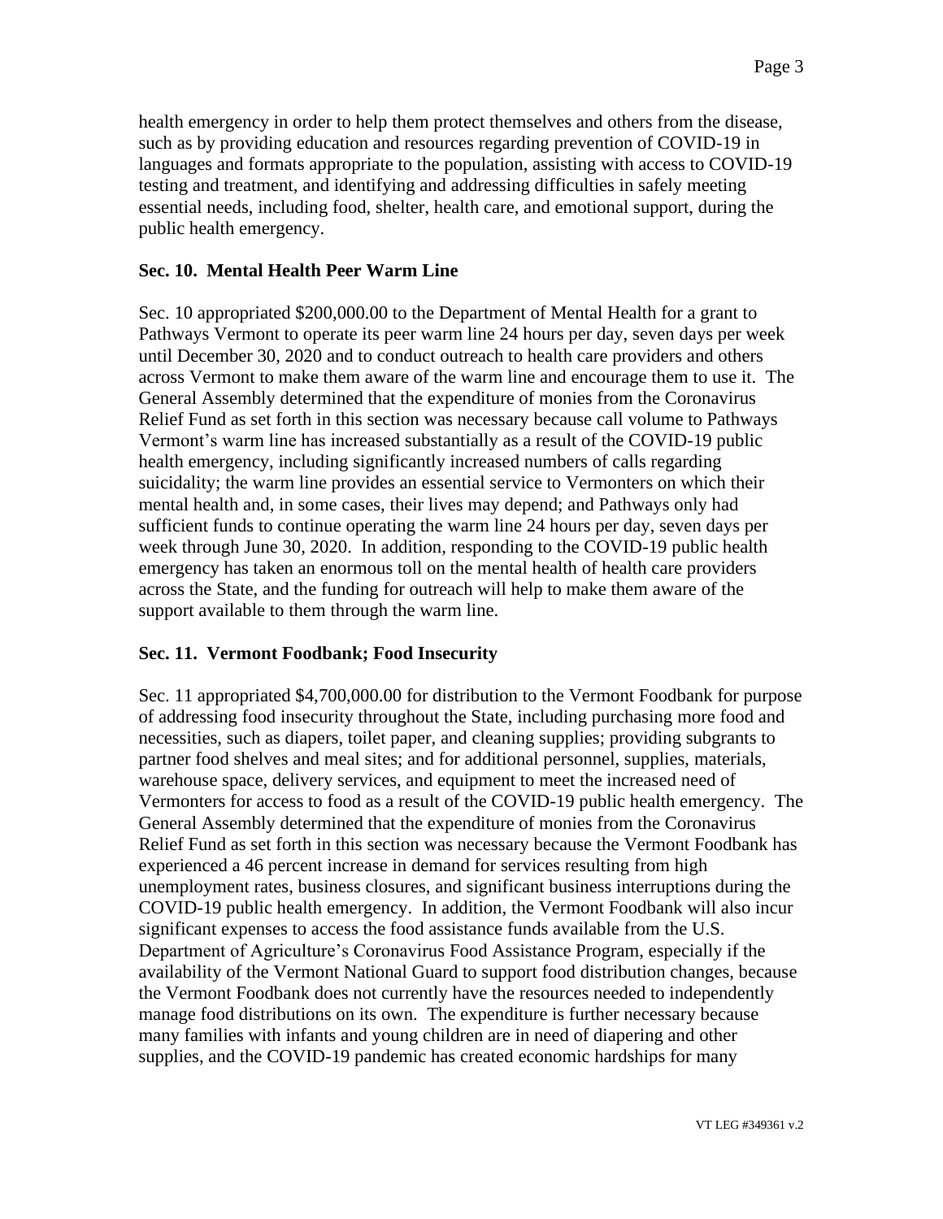health emergency in order to help them protect themselves and others from the disease, such as by providing education and resources regarding prevention of COVID-19 in languages and formats appropriate to the population, assisting with access to COVID-19 testing and treatment, and identifying and addressing difficulties in safely meeting essential needs, including food, shelter, health care, and emotional support, during the public health emergency.

### Sec. 10. Mental Health Peer Warm Line

Sec. 10 appropriated $200,000.00 to the Department of Mental Health for a grant to Pathways Vermont to operate its peer warm line 24 hours per day, seven days per week until December 30, 2020 and to conduct outreach to health care providers and others across Vermont to make them aware of the warm line and encourage them to use it. The General Assembly determined that the expenditure of monies from the Coronavirus Relief Fund as set forth in this section was necessary because call volume to Pathways Vermont's warm line has increased substantially as a result of the COVID-19 public health emergency, including significantly increased numbers of calls regarding suicidality; the warm line provides an essential service to Vermonters on which their mental health and, in some cases, their lives may depend; and Pathways only had sufficient funds to continue operating the warm line 24 hours per day, seven days per week through June 30, 2020. In addition, responding to the COVID-19 public health emergency has taken an enormous toll on the mental health of health care providers across the State, and the funding for outreach will help to make them aware of the support available to them through the warm line.

### Sec. 11. Vermont Foodbank; Food Insecurity

Sec. 11 appropriated $4,700,000.00 for distribution to the Vermont Foodbank for purpose of addressing food insecurity throughout the State, including purchasing more food and necessities, such as diapers, toilet paper, and cleaning supplies; providing subgrants to partner food shelves and meal sites; and for additional personnel, supplies, materials, warehouse space, delivery services, and equipment to meet the increased need of Vermonters for access to food as a result of the COVID-19 public health emergency. The General Assembly determined that the expenditure of monies from the Coronavirus Relief Fund as set forth in this section was necessary because the Vermont Foodbank has experienced a 46 percent increase in demand for services resulting from high unemployment rates, business closures, and significant business interruptions during the COVID-19 public health emergency. In addition, the Vermont Foodbank will also incur significant expenses to access the food assistance funds available from the U.S. Department of Agriculture's Coronavirus Food Assistance Program, especially if the availability of the Vermont National Guard to support food distribution changes, because the Vermont Foodbank does not currently have the resources needed to independently manage food distributions on its own. The expenditure is further necessary because many families with infants and young children are in need of diapering and other supplies, and the COVID-19 pandemic has created economic hardships for many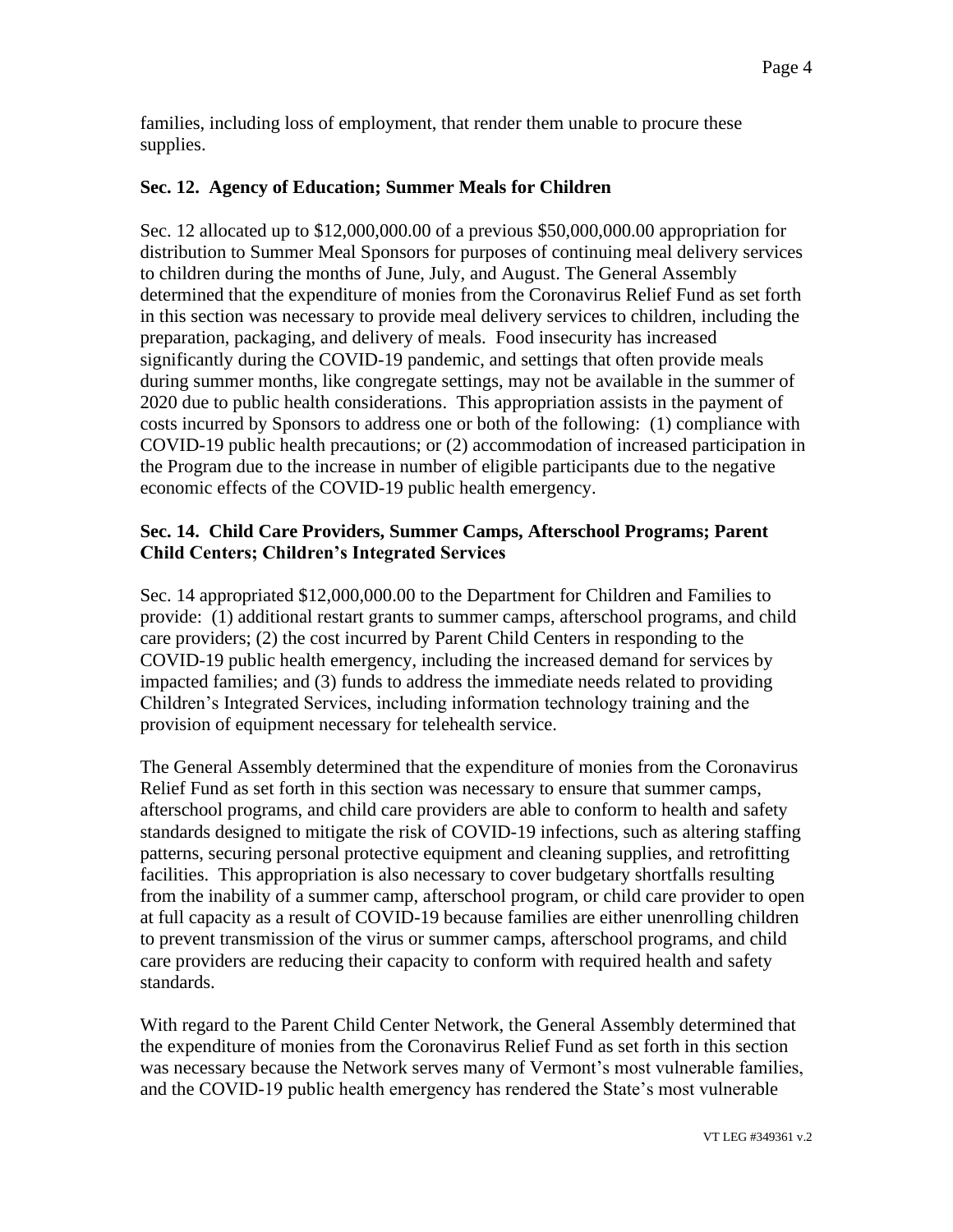families, including loss of employment, that render them unable to procure these supplies.

### Sec. 12. Agency of Education; Summer Meals for Children

Sec. 12 allocated up to $12,000,000.00 of a previous $50,000,000.00 appropriation for distribution to Summer Meal Sponsors for purposes of continuing meal delivery services to children during the months of June, July, and August. The General Assembly determined that the expenditure of monies from the Coronavirus Relief Fund as set forth in this section was necessary to provide meal delivery services to children, including the preparation, packaging, and delivery of meals. Food insecurity has increased significantly during the COVID-19 pandemic, and settings that often provide meals during summer months, like congregate settings, may not be available in the summer of 2020 due to public health considerations. This appropriation assists in the payment of costs incurred by Sponsors to address one or both of the following: (1) compliance with COVID-19 public health precautions; or (2) accommodation of increased participation in the Program due to the increase in number of eligible participants due to the negative economic effects of the COVID-19 public health emergency.

### Sec. 14. Child Care Providers, Summer Camps, Afterschool Programs; Parent Child Centers; Children's Integrated Services

Sec. 14 appropriated $12,000,000.00 to the Department for Children and Families to provide: (1) additional restart grants to summer camps, afterschool programs, and child care providers; (2) the cost incurred by Parent Child Centers in responding to the COVID-19 public health emergency, including the increased demand for services by impacted families; and (3) funds to address the immediate needs related to providing Children's Integrated Services, including information technology training and the provision of equipment necessary for telehealth service.

The General Assembly determined that the expenditure of monies from the Coronavirus Relief Fund as set forth in this section was necessary to ensure that summer camps, afterschool programs, and child care providers are able to conform to health and safety standards designed to mitigate the risk of COVID-19 infections, such as altering staffing patterns, securing personal protective equipment and cleaning supplies, and retrofitting facilities. This appropriation is also necessary to cover budgetary shortfalls resulting from the inability of a summer camp, afterschool program, or child care provider to open at full capacity as a result of COVID-19 because families are either unenrolling children to prevent transmission of the virus or summer camps, afterschool programs, and child care providers are reducing their capacity to conform with required health and safety standards.

With regard to the Parent Child Center Network, the General Assembly determined that the expenditure of monies from the Coronavirus Relief Fund as set forth in this section was necessary because the Network serves many of Vermont's most vulnerable families, and the COVID-19 public health emergency has rendered the State's most vulnerable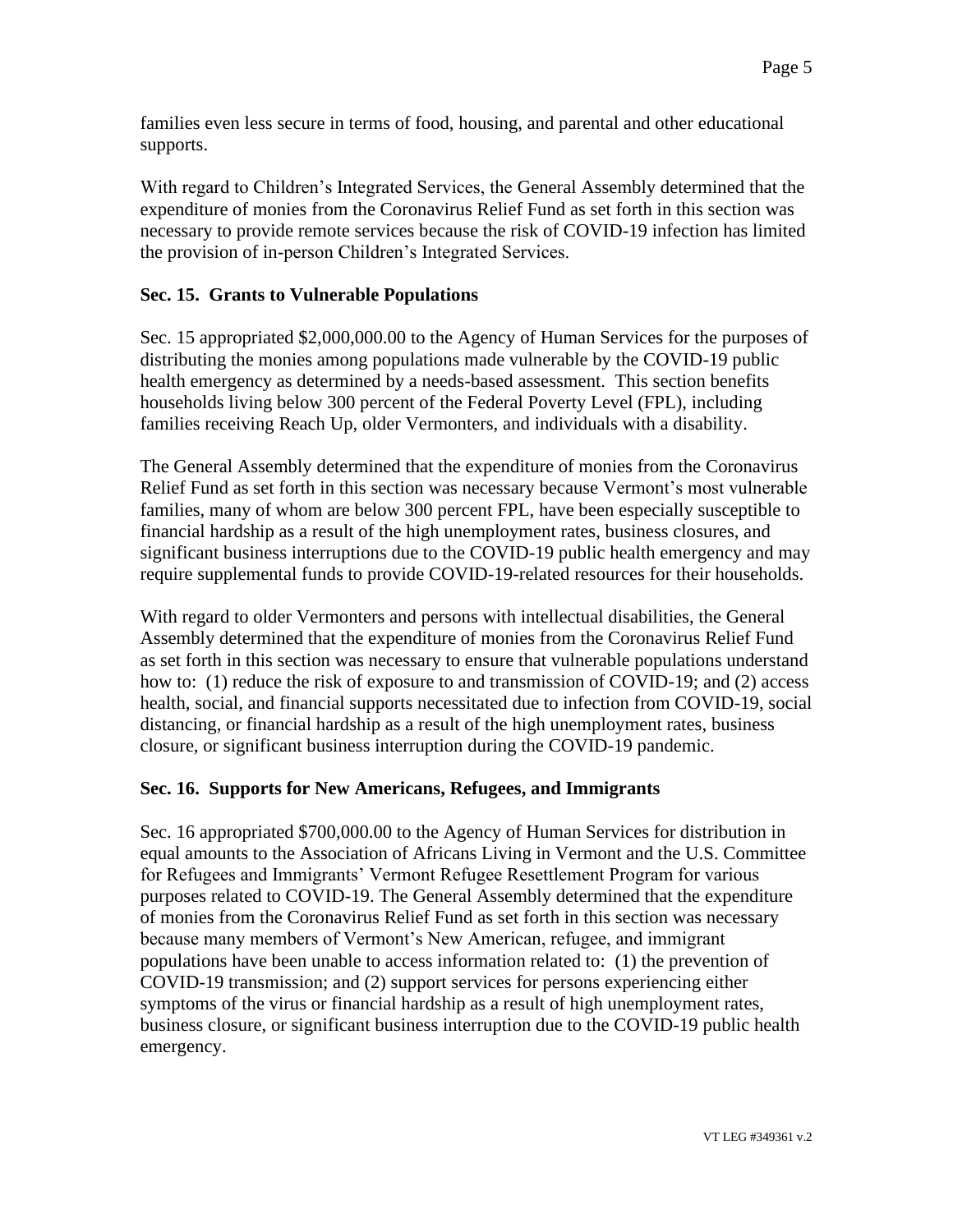families even less secure in terms of food, housing, and parental and other educational supports.

With regard to Children's Integrated Services, the General Assembly determined that the expenditure of monies from the Coronavirus Relief Fund as set forth in this section was necessary to provide remote services because the risk of COVID-19 infection has limited the provision of in-person Children's Integrated Services.

### Sec. 15. Grants to Vulnerable Populations

Sec. 15 appropriated $2,000,000.00 to the Agency of Human Services for the purposes of distributing the monies among populations made vulnerable by the COVID-19 public health emergency as determined by a needs-based assessment. This section benefits households living below 300 percent of the Federal Poverty Level (FPL), including families receiving Reach Up, older Vermonters, and individuals with a disability.

The General Assembly determined that the expenditure of monies from the Coronavirus Relief Fund as set forth in this section was necessary because Vermont's most vulnerable families, many of whom are below 300 percent FPL, have been especially susceptible to financial hardship as a result of the high unemployment rates, business closures, and significant business interruptions due to the COVID-19 public health emergency and may require supplemental funds to provide COVID-19-related resources for their households.

With regard to older Vermonters and persons with intellectual disabilities, the General Assembly determined that the expenditure of monies from the Coronavirus Relief Fund as set forth in this section was necessary to ensure that vulnerable populations understand how to: (1) reduce the risk of exposure to and transmission of COVID-19; and (2) access health, social, and financial supports necessitated due to infection from COVID-19, social distancing, or financial hardship as a result of the high unemployment rates, business closure, or significant business interruption during the COVID-19 pandemic.

### Sec. 16. Supports for New Americans, Refugees, and Immigrants

Sec. 16 appropriated $700,000.00 to the Agency of Human Services for distribution in equal amounts to the Association of Africans Living in Vermont and the U.S. Committee for Refugees and Immigrants' Vermont Refugee Resettlement Program for various purposes related to COVID-19. The General Assembly determined that the expenditure of monies from the Coronavirus Relief Fund as set forth in this section was necessary because many members of Vermont's New American, refugee, and immigrant populations have been unable to access information related to: (1) the prevention of COVID-19 transmission; and (2) support services for persons experiencing either symptoms of the virus or financial hardship as a result of high unemployment rates, business closure, or significant business interruption due to the COVID-19 public health emergency.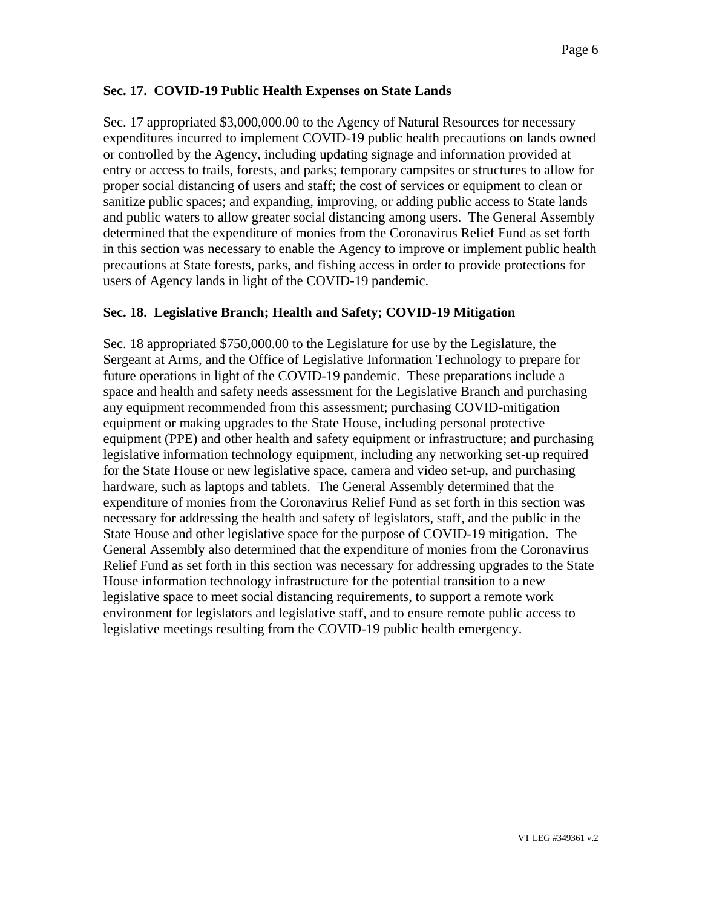### Sec. 17. COVID-19 Public Health Expenses on State Lands

Sec. 17 appropriated $3,000,000.00 to the Agency of Natural Resources for necessary expenditures incurred to implement COVID-19 public health precautions on lands owned or controlled by the Agency, including updating signage and information provided at entry or access to trails, forests, and parks; temporary campsites or structures to allow for proper social distancing of users and staff; the cost of services or equipment to clean or sanitize public spaces; and expanding, improving, or adding public access to State lands and public waters to allow greater social distancing among users. The General Assembly determined that the expenditure of monies from the Coronavirus Relief Fund as set forth in this section was necessary to enable the Agency to improve or implement public health precautions at State forests, parks, and fishing access in order to provide protections for users of Agency lands in light of the COVID-19 pandemic.

### Sec. 18. Legislative Branch; Health and Safety; COVID-19 Mitigation

Sec. 18 appropriated $750,000.00 to the Legislature for use by the Legislature, the Sergeant at Arms, and the Office of Legislative Information Technology to prepare for future operations in light of the COVID-19 pandemic. These preparations include a space and health and safety needs assessment for the Legislative Branch and purchasing any equipment recommended from this assessment; purchasing COVID-mitigation equipment or making upgrades to the State House, including personal protective equipment (PPE) and other health and safety equipment or infrastructure; and purchasing legislative information technology equipment, including any networking set-up required for the State House or new legislative space, camera and video set-up, and purchasing hardware, such as laptops and tablets. The General Assembly determined that the expenditure of monies from the Coronavirus Relief Fund as set forth in this section was necessary for addressing the health and safety of legislators, staff, and the public in the State House and other legislative space for the purpose of COVID-19 mitigation. The General Assembly also determined that the expenditure of monies from the Coronavirus Relief Fund as set forth in this section was necessary for addressing upgrades to the State House information technology infrastructure for the potential transition to a new legislative space to meet social distancing requirements, to support a remote work environment for legislators and legislative staff, and to ensure remote public access to legislative meetings resulting from the COVID-19 public health emergency.